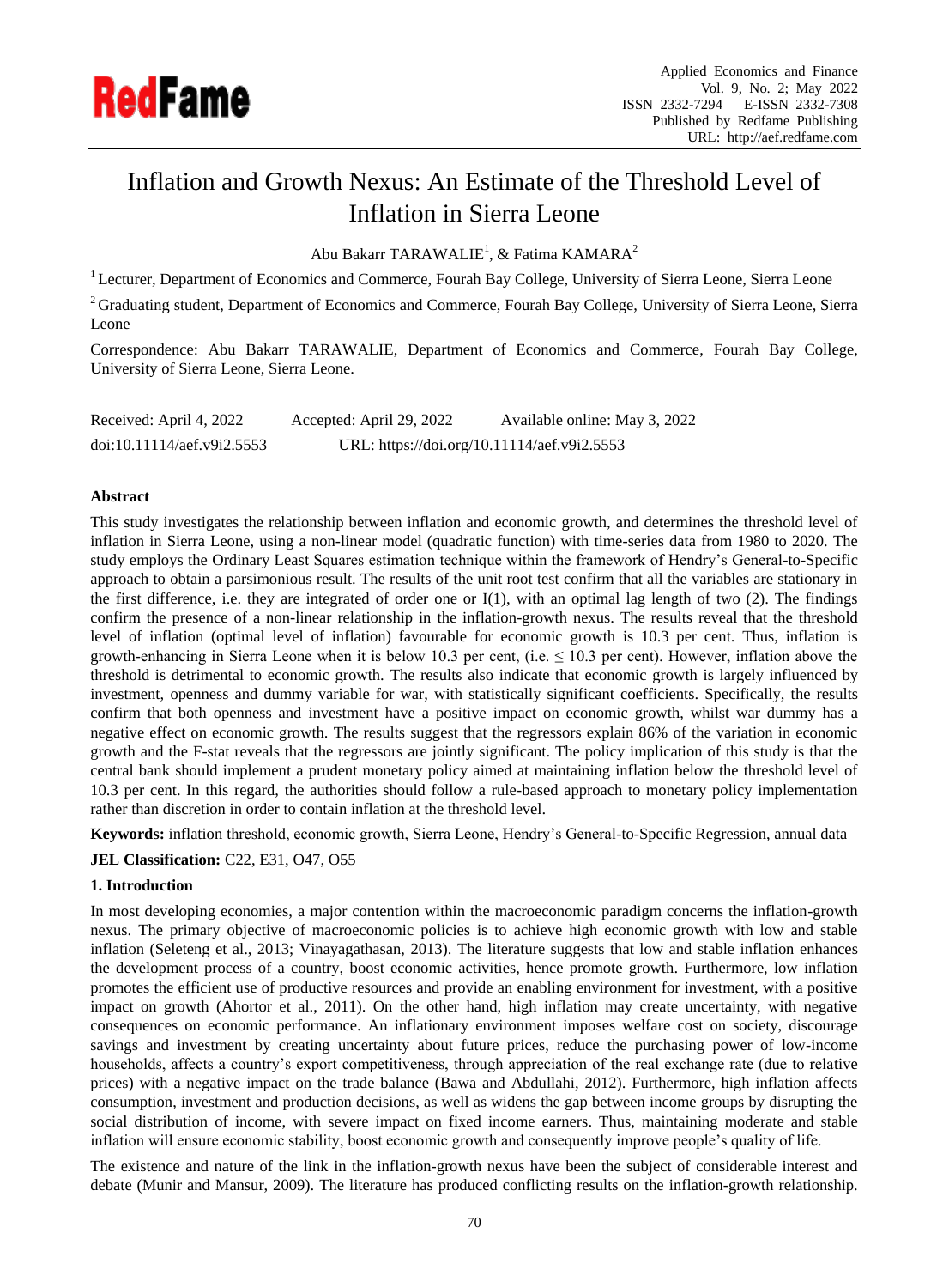# Inflation and Growth Nexus: An Estimate of the Threshold Level of Inflation in Sierra Leone

Abu Bakarr TARAWALIE[1], & Fatima KAMARA[2]

[1] Lecturer, Department of Economics and Commerce, Fourah Bay College, University of Sierra Leone, Sierra Leone

[2] Graduating student, Department of Economics and Commerce, Fourah Bay College, University of Sierra Leone, Sierra Leone

Correspondence: Abu Bakarr TARAWALIE, Department of Economics and Commerce, Fourah Bay College, University of Sierra Leone, Sierra Leone.

Received: April 4, 2022 Accepted: April 29, 2022 Available online: May 3, 2022

doi:10.11114/aef.v9i2.5553 URL: https://doi.org/10.11114/aef.v9i2.5553

## Abstract

This study investigates the relationship between inflation and economic growth, and determines the threshold level of inflation in Sierra Leone, using a non-linear model (quadratic function) with time-series data from 1980 to 2020. The study employs the Ordinary Least Squares estimation technique within the framework of Hendry's General-to-Specific approach to obtain a parsimonious result. The results of the unit root test confirm that all the variables are stationary in the first difference, i.e. they are integrated of order one or I(1), with an optimal lag length of two (2). The findings confirm the presence of a non-linear relationship in the inflation-growth nexus. The results reveal that the threshold level of inflation (optimal level of inflation) favourable for economic growth is 10.3 per cent. Thus, inflation is growth-enhancing in Sierra Leone when it is below 10.3 per cent, (i.e. ≤ 10.3 per cent). However, inflation above the threshold is detrimental to economic growth. The results also indicate that economic growth is largely influenced by investment, openness and dummy variable for war, with statistically significant coefficients. Specifically, the results confirm that both openness and investment have a positive impact on economic growth, whilst war dummy has a negative effect on economic growth. The results suggest that the regressors explain 86% of the variation in economic growth and the F-stat reveals that the regressors are jointly significant. The policy implication of this study is that the central bank should implement a prudent monetary policy aimed at maintaining inflation below the threshold level of 10.3 per cent. In this regard, the authorities should follow a rule-based approach to monetary policy implementation rather than discretion in order to contain inflation at the threshold level.

**Keywords:** inflation threshold, economic growth, Sierra Leone, Hendry's General-to-Specific Regression, annual data

**JEL Classification:** C22, E31, O47, O55

## 1. Introduction

In most developing economies, a major contention within the macroeconomic paradigm concerns the inflation-growth nexus. The primary objective of macroeconomic policies is to achieve high economic growth with low and stable inflation (Seleteng et al., 2013; Vinayagathasan, 2013). The literature suggests that low and stable inflation enhances the development process of a country, boost economic activities, hence promote growth. Furthermore, low inflation promotes the efficient use of productive resources and provide an enabling environment for investment, with a positive impact on growth (Ahortor et al., 2011). On the other hand, high inflation may create uncertainty, with negative consequences on economic performance. An inflationary environment imposes welfare cost on society, discourage savings and investment by creating uncertainty about future prices, reduce the purchasing power of low-income households, affects a country's export competitiveness, through appreciation of the real exchange rate (due to relative prices) with a negative impact on the trade balance (Bawa and Abdullahi, 2012). Furthermore, high inflation affects consumption, investment and production decisions, as well as widens the gap between income groups by disrupting the social distribution of income, with severe impact on fixed income earners. Thus, maintaining moderate and stable inflation will ensure economic stability, boost economic growth and consequently improve people's quality of life.

The existence and nature of the link in the inflation-growth nexus have been the subject of considerable interest and debate (Munir and Mansur, 2009). The literature has produced conflicting results on the inflation-growth relationship.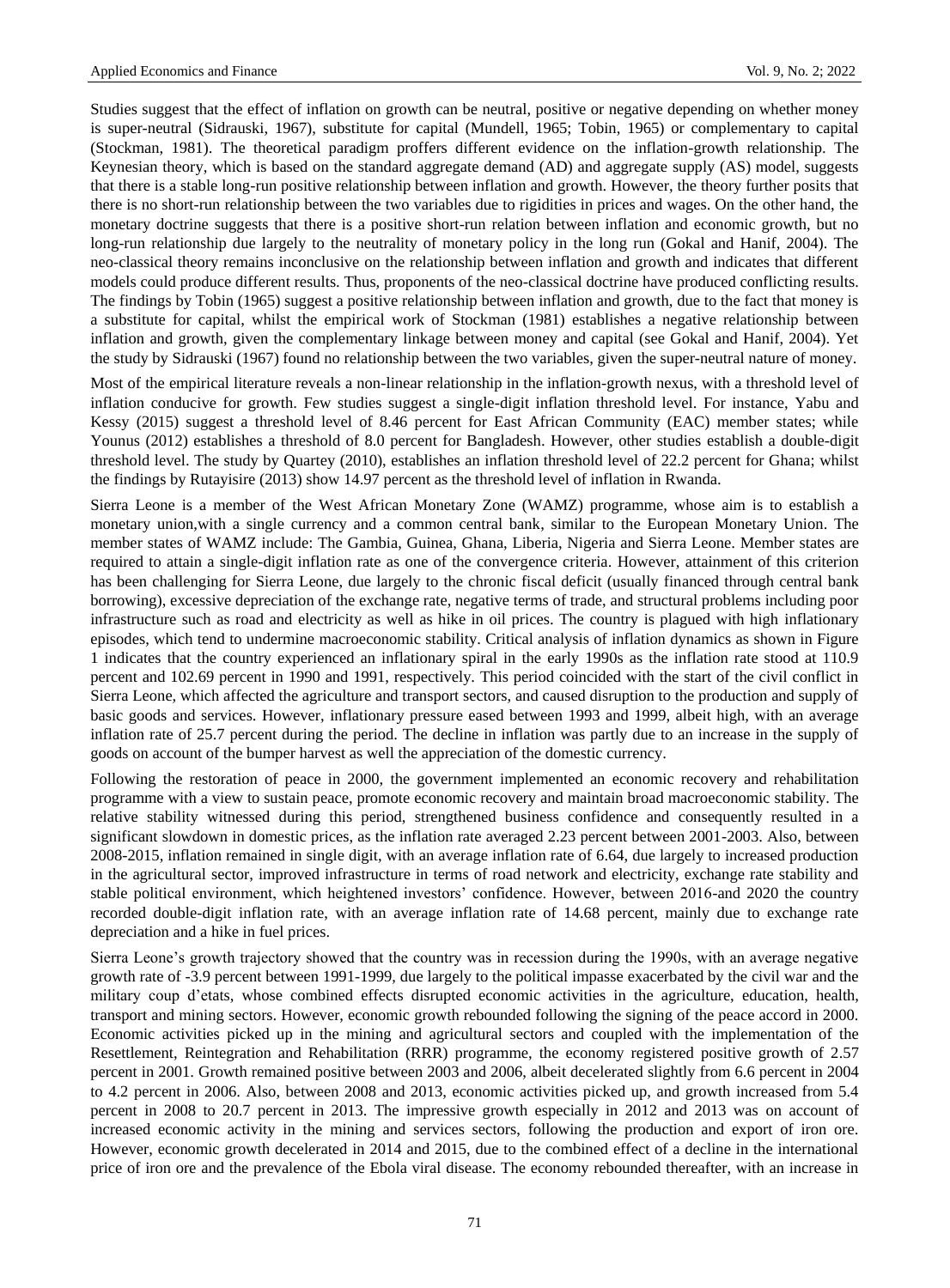Studies suggest that the effect of inflation on growth can be neutral, positive or negative depending on whether money is super-neutral (Sidrauski, 1967), substitute for capital (Mundell, 1965; Tobin, 1965) or complementary to capital (Stockman, 1981). The theoretical paradigm proffers different evidence on the inflation-growth relationship. The Keynesian theory, which is based on the standard aggregate demand (AD) and aggregate supply (AS) model, suggests that there is a stable long-run positive relationship between inflation and growth. However, the theory further posits that there is no short-run relationship between the two variables due to rigidities in prices and wages. On the other hand, the monetary doctrine suggests that there is a positive short-run relation between inflation and economic growth, but no long-run relationship due largely to the neutrality of monetary policy in the long run (Gokal and Hanif, 2004). The neo-classical theory remains inconclusive on the relationship between inflation and growth and indicates that different models could produce different results. Thus, proponents of the neo-classical doctrine have produced conflicting results. The findings by Tobin (1965) suggest a positive relationship between inflation and growth, due to the fact that money is a substitute for capital, whilst the empirical work of Stockman (1981) establishes a negative relationship between inflation and growth, given the complementary linkage between money and capital (see Gokal and Hanif, 2004). Yet the study by Sidrauski (1967) found no relationship between the two variables, given the super-neutral nature of money.

Most of the empirical literature reveals a non-linear relationship in the inflation-growth nexus, with a threshold level of inflation conducive for growth. Few studies suggest a single-digit inflation threshold level. For instance, Yabu and Kessy (2015) suggest a threshold level of 8.46 percent for East African Community (EAC) member states; while Younus (2012) establishes a threshold of 8.0 percent for Bangladesh. However, other studies establish a double-digit threshold level. The study by Quartey (2010), establishes an inflation threshold level of 22.2 percent for Ghana; whilst the findings by Rutayisire (2013) show 14.97 percent as the threshold level of inflation in Rwanda.

Sierra Leone is a member of the West African Monetary Zone (WAMZ) programme, whose aim is to establish a monetary union,with a single currency and a common central bank, similar to the European Monetary Union. The member states of WAMZ include: The Gambia, Guinea, Ghana, Liberia, Nigeria and Sierra Leone. Member states are required to attain a single-digit inflation rate as one of the convergence criteria. However, attainment of this criterion has been challenging for Sierra Leone, due largely to the chronic fiscal deficit (usually financed through central bank borrowing), excessive depreciation of the exchange rate, negative terms of trade, and structural problems including poor infrastructure such as road and electricity as well as hike in oil prices. The country is plagued with high inflationary episodes, which tend to undermine macroeconomic stability. Critical analysis of inflation dynamics as shown in Figure 1 indicates that the country experienced an inflationary spiral in the early 1990s as the inflation rate stood at 110.9 percent and 102.69 percent in 1990 and 1991, respectively. This period coincided with the start of the civil conflict in Sierra Leone, which affected the agriculture and transport sectors, and caused disruption to the production and supply of basic goods and services. However, inflationary pressure eased between 1993 and 1999, albeit high, with an average inflation rate of 25.7 percent during the period. The decline in inflation was partly due to an increase in the supply of goods on account of the bumper harvest as well the appreciation of the domestic currency.

Following the restoration of peace in 2000, the government implemented an economic recovery and rehabilitation programme with a view to sustain peace, promote economic recovery and maintain broad macroeconomic stability. The relative stability witnessed during this period, strengthened business confidence and consequently resulted in a significant slowdown in domestic prices, as the inflation rate averaged 2.23 percent between 2001-2003. Also, between 2008-2015, inflation remained in single digit, with an average inflation rate of 6.64, due largely to increased production in the agricultural sector, improved infrastructure in terms of road network and electricity, exchange rate stability and stable political environment, which heightened investors' confidence. However, between 2016-and 2020 the country recorded double-digit inflation rate, with an average inflation rate of 14.68 percent, mainly due to exchange rate depreciation and a hike in fuel prices.

Sierra Leone's growth trajectory showed that the country was in recession during the 1990s, with an average negative growth rate of -3.9 percent between 1991-1999, due largely to the political impasse exacerbated by the civil war and the military coup d'etats, whose combined effects disrupted economic activities in the agriculture, education, health, transport and mining sectors. However, economic growth rebounded following the signing of the peace accord in 2000. Economic activities picked up in the mining and agricultural sectors and coupled with the implementation of the Resettlement, Reintegration and Rehabilitation (RRR) programme, the economy registered positive growth of 2.57 percent in 2001. Growth remained positive between 2003 and 2006, albeit decelerated slightly from 6.6 percent in 2004 to 4.2 percent in 2006. Also, between 2008 and 2013, economic activities picked up, and growth increased from 5.4 percent in 2008 to 20.7 percent in 2013. The impressive growth especially in 2012 and 2013 was on account of increased economic activity in the mining and services sectors, following the production and export of iron ore. However, economic growth decelerated in 2014 and 2015, due to the combined effect of a decline in the international price of iron ore and the prevalence of the Ebola viral disease. The economy rebounded thereafter, with an increase in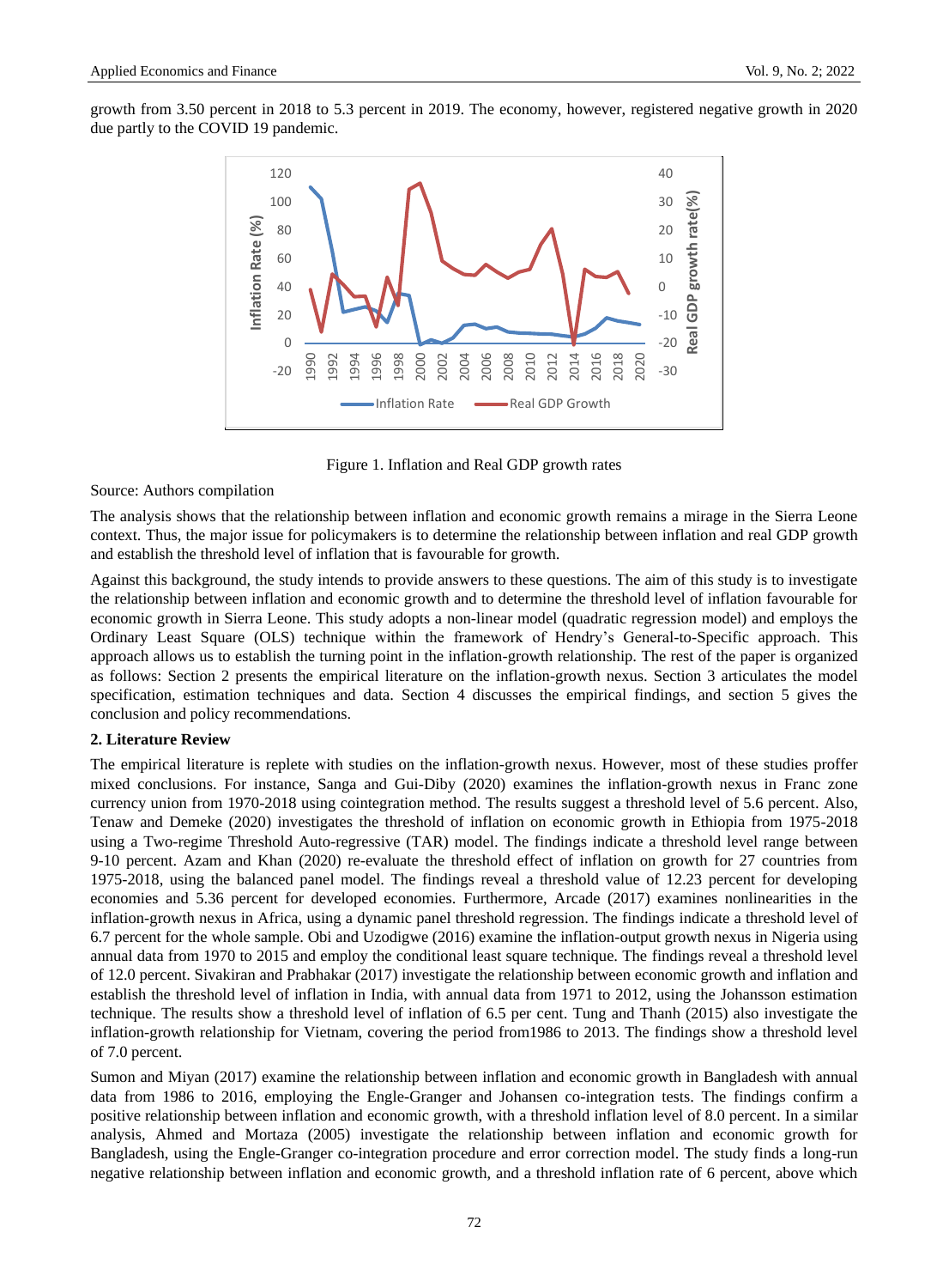growth from 3.50 percent in 2018 to 5.3 percent in 2019. The economy, however, registered negative growth in 2020 due partly to the COVID 19 pandemic.

Figure 1. Inflation and Real GDP growth rates

Source: Authors compilation

The analysis shows that the relationship between inflation and economic growth remains a mirage in the Sierra Leone context. Thus, the major issue for policymakers is to determine the relationship between inflation and real GDP growth and establish the threshold level of inflation that is favourable for growth.

Against this background, the study intends to provide answers to these questions. The aim of this study is to investigate the relationship between inflation and economic growth and to determine the threshold level of inflation favourable for economic growth in Sierra Leone. This study adopts a non-linear model (quadratic regression model) and employs the Ordinary Least Square (OLS) technique within the framework of Hendry's General-to-Specific approach. This approach allows us to establish the turning point in the inflation-growth relationship. The rest of the paper is organized as follows: Section 2 presents the empirical literature on the inflation-growth nexus. Section 3 articulates the model specification, estimation techniques and data. Section 4 discusses the empirical findings, and section 5 gives the conclusion and policy recommendations.

## 2. Literature Review

The empirical literature is replete with studies on the inflation-growth nexus. However, most of these studies proffer mixed conclusions. For instance, Sanga and Gui-Diby (2020) examines the inflation-growth nexus in Franc zone currency union from 1970-2018 using cointegration method. The results suggest a threshold level of 5.6 percent. Also, Tenaw and Demeke (2020) investigates the threshold of inflation on economic growth in Ethiopia from 1975-2018 using a Two-regime Threshold Auto-regressive (TAR) model. The findings indicate a threshold level range between 9-10 percent. Azam and Khan (2020) re-evaluate the threshold effect of inflation on growth for 27 countries from 1975-2018, using the balanced panel model. The findings reveal a threshold value of 12.23 percent for developing economies and 5.36 percent for developed economies. Furthermore, Arcade (2017) examines nonlinearities in the inflation-growth nexus in Africa, using a dynamic panel threshold regression. The findings indicate a threshold level of 6.7 percent for the whole sample. Obi and Uzodigwe (2016) examine the inflation-output growth nexus in Nigeria using annual data from 1970 to 2015 and employ the conditional least square technique. The findings reveal a threshold level of 12.0 percent. Sivakiran and Prabhakar (2017) investigate the relationship between economic growth and inflation and establish the threshold level of inflation in India, with annual data from 1971 to 2012, using the Johansson estimation technique. The results show a threshold level of inflation of 6.5 per cent. Tung and Thanh (2015) also investigate the inflation-growth relationship for Vietnam, covering the period from1986 to 2013. The findings show a threshold level of 7.0 percent.

Sumon and Miyan (2017) examine the relationship between inflation and economic growth in Bangladesh with annual data from 1986 to 2016, employing the Engle-Granger and Johansen co-integration tests. The findings confirm a positive relationship between inflation and economic growth, with a threshold inflation level of 8.0 percent. In a similar analysis, Ahmed and Mortaza (2005) investigate the relationship between inflation and economic growth for Bangladesh, using the Engle-Granger co-integration procedure and error correction model. The study finds a long-run negative relationship between inflation and economic growth, and a threshold inflation rate of 6 percent, above which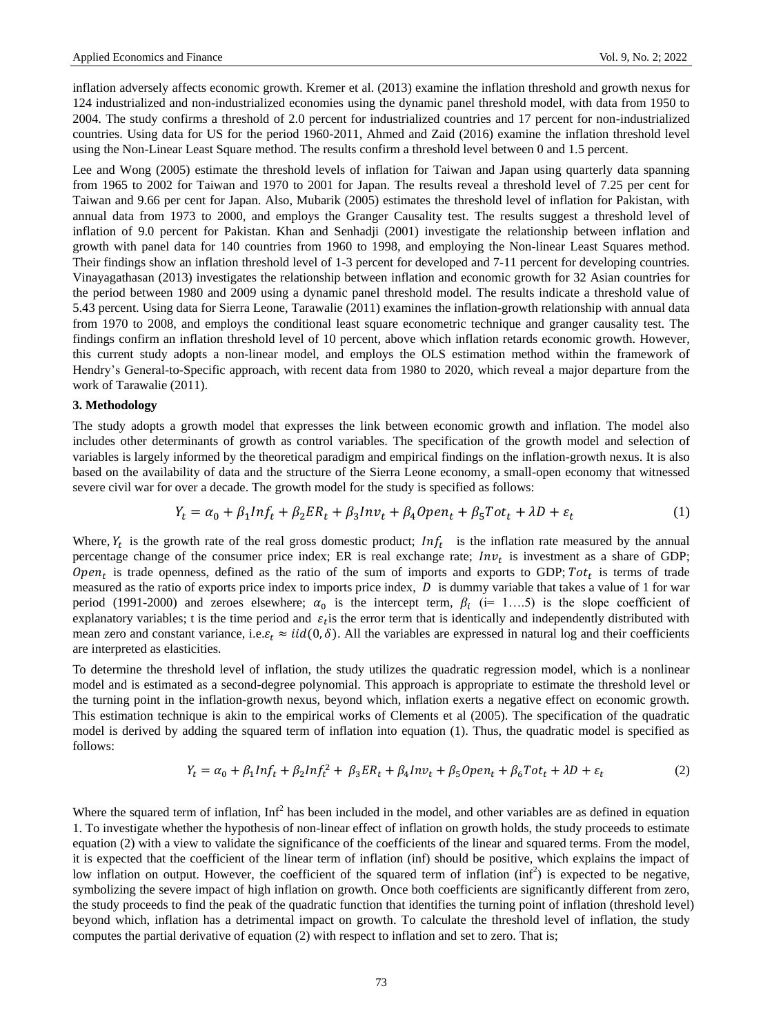inflation adversely affects economic growth. Kremer et al. (2013) examine the inflation threshold and growth nexus for 124 industrialized and non-industrialized economies using the dynamic panel threshold model, with data from 1950 to 2004. The study confirms a threshold of 2.0 percent for industrialized countries and 17 percent for non-industrialized countries. Using data for US for the period 1960-2011, Ahmed and Zaid (2016) examine the inflation threshold level using the Non-Linear Least Square method. The results confirm a threshold level between 0 and 1.5 percent.

Lee and Wong (2005) estimate the threshold levels of inflation for Taiwan and Japan using quarterly data spanning from 1965 to 2002 for Taiwan and 1970 to 2001 for Japan. The results reveal a threshold level of 7.25 per cent for Taiwan and 9.66 per cent for Japan. Also, Mubarik (2005) estimates the threshold level of inflation for Pakistan, with annual data from 1973 to 2000, and employs the Granger Causality test. The results suggest a threshold level of inflation of 9.0 percent for Pakistan. Khan and Senhadji (2001) investigate the relationship between inflation and growth with panel data for 140 countries from 1960 to 1998, and employing the Non-linear Least Squares method. Their findings show an inflation threshold level of 1-3 percent for developed and 7-11 percent for developing countries. Vinayagathasan (2013) investigates the relationship between inflation and economic growth for 32 Asian countries for the period between 1980 and 2009 using a dynamic panel threshold model. The results indicate a threshold value of 5.43 percent. Using data for Sierra Leone, Tarawalie (2011) examines the inflation-growth relationship with annual data from 1970 to 2008, and employs the conditional least square econometric technique and granger causality test. The findings confirm an inflation threshold level of 10 percent, above which inflation retards economic growth. However, this current study adopts a non-linear model, and employs the OLS estimation method within the framework of Hendry's General-to-Specific approach, with recent data from 1980 to 2020, which reveal a major departure from the work of Tarawalie (2011).

## 3. Methodology

The study adopts a growth model that expresses the link between economic growth and inflation. The model also includes other determinants of growth as control variables. The specification of the growth model and selection of variables is largely informed by the theoretical paradigm and empirical findings on the inflation-growth nexus. It is also based on the availability of data and the structure of the Sierra Leone economy, a small-open economy that witnessed severe civil war for over a decade. The growth model for the study is specified as follows:

$$Y_t = \alpha_0 + \beta_1 Inf_t + \beta_2 ER_t + \beta_3 Inv_t + \beta_4 Open_t + \beta_5 Tot_t + \lambda D + \varepsilon_t \tag{1}$$

Where, $Y_t$ is the growth rate of the real gross domestic product; $Inf_t$ is the inflation rate measured by the annual percentage change of the consumer price index; ER is real exchange rate; $Inv_t$ is investment as a share of GDP; $Open_t$ is trade openness, defined as the ratio of the sum of imports and exports to GDP; $Tot_t$ is terms of trade measured as the ratio of exports price index to imports price index, $D$ is dummy variable that takes a value of 1 for war period (1991-2000) and zeroes elsewhere; $\alpha_0$ is the intercept term, $\beta_i$ (i= 1….5) is the slope coefficient of explanatory variables; t is the time period and $\varepsilon_t$ is the error term that is identically and independently distributed with mean zero and constant variance, i.e. $\varepsilon_t \approx iid(0, \delta)$. All the variables are expressed in natural log and their coefficients are interpreted as elasticities.

To determine the threshold level of inflation, the study utilizes the quadratic regression model, which is a nonlinear model and is estimated as a second-degree polynomial. This approach is appropriate to estimate the threshold level or the turning point in the inflation-growth nexus, beyond which, inflation exerts a negative effect on economic growth. This estimation technique is akin to the empirical works of Clements et al (2005). The specification of the quadratic model is derived by adding the squared term of inflation into equation (1). Thus, the quadratic model is specified as follows:

$$Y_t = \alpha_0 + \beta_1 Inf_t + \beta_2 Inf_t^2 + \beta_3 ER_t + \beta_4 Inv_t + \beta_5 Open_t + \beta_6 Tot_t + \lambda D + \varepsilon_t \tag{2}$$

Where the squared term of inflation, $Inf^2$ has been included in the model, and other variables are as defined in equation 1. To investigate whether the hypothesis of non-linear effect of inflation on growth holds, the study proceeds to estimate equation (2) with a view to validate the significance of the coefficients of the linear and squared terms. From the model, it is expected that the coefficient of the linear term of inflation (inf) should be positive, which explains the impact of low inflation on output. However, the coefficient of the squared term of inflation ($inf^2$) is expected to be negative, symbolizing the severe impact of high inflation on growth. Once both coefficients are significantly different from zero, the study proceeds to find the peak of the quadratic function that identifies the turning point of inflation (threshold level) beyond which, inflation has a detrimental impact on growth. To calculate the threshold level of inflation, the study computes the partial derivative of equation (2) with respect to inflation and set to zero. That is;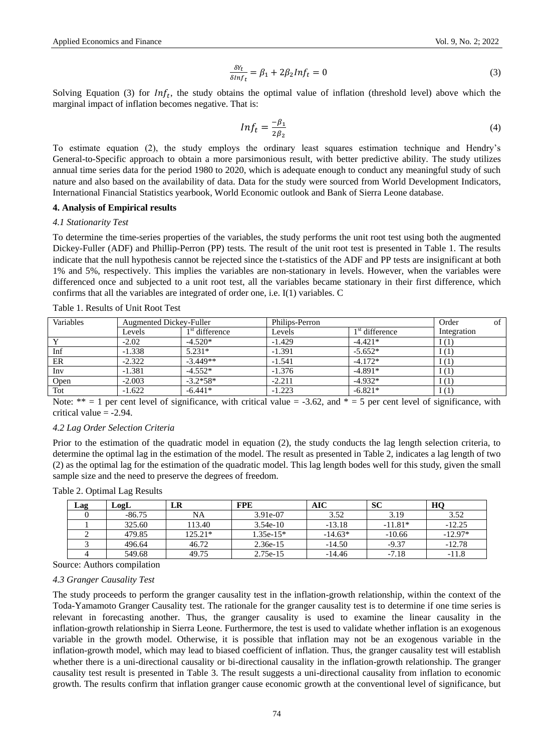$$\frac{\delta Y_t}{\delta Inf_t} = \beta_1 + 2\beta_2 Inf_t = 0 \quad (3)$$

Solving Equation (3) for $Inf_t$, the study obtains the optimal value of inflation (threshold level) above which the marginal impact of inflation becomes negative. That is:

$$Inf_t = \frac{-\beta_1}{2\beta_2} \quad (4)$$

To estimate equation (2), the study employs the ordinary least squares estimation technique and Hendry's General-to-Specific approach to obtain a more parsimonious result, with better predictive ability. The study utilizes annual time series data for the period 1980 to 2020, which is adequate enough to conduct any meaningful study of such nature and also based on the availability of data. Data for the study were sourced from World Development Indicators, International Financial Statistics yearbook, World Economic outlook and Bank of Sierra Leone database.

## 4. Analysis of Empirical results

### *4.1 Stationarity Test*

To determine the time-series properties of the variables, the study performs the unit root test using both the augmented Dickey-Fuller (ADF) and Phillip-Perron (PP) tests. The result of the unit root test is presented in Table 1. The results indicate that the null hypothesis cannot be rejected since the t-statistics of the ADF and PP tests are insignificant at both 1% and 5%, respectively. This implies the variables are non-stationary in levels. However, when the variables were differenced once and subjected to a unit root test, all the variables became stationary in their first difference, which confirms that all the variables are integrated of order one, i.e. I(1) variables. C

Table 1. Results of Unit Root Test

| Variables | Augmented Dickey-Fuller | | Philips-Perron | | Order of Integration |
|---|---|---|---|---|---|
| | Levels | 1st difference | Levels | 1st difference | |
| Y | -2.02 | -4.520* | -1.429 | -4.421* | I (1) |
| Inf | -1.338 | 5.231* | -1.391 | -5.652* | I (1) |
| ER | -2.322 | -3.449** | -1.541 | -4.172* | I (1) |
| Inv | -1.381 | -4.552* | -1.376 | -4.891* | I (1) |
| Open | -2.003 | -3.2*58* | -2.211 | -4.932* | I (1) |
| Tot | -1.622 | -6.441* | -1.223 | -6.821* | I (1) |

Note: ** = 1 per cent level of significance, with critical value = -3.62, and * = 5 per cent level of significance, with critical value = -2.94.

### *4.2 Lag Order Selection Criteria*

Prior to the estimation of the quadratic model in equation (2), the study conducts the lag length selection criteria, to determine the optimal lag in the estimation of the model. The result as presented in Table 2, indicates a lag length of two (2) as the optimal lag for the estimation of the quadratic model. This lag length bodes well for this study, given the small sample size and the need to preserve the degrees of freedom.

Table 2. Optimal Lag Results

| Lag | LogL | LR | FPE | AIC | SC | HQ |
|---|---|---|---|---|---|---|
| 0 | -86.75 | NA | 3.91e-07 | 3.52 | 3.19 | 3.52 |
| 1 | 325.60 | 113.40 | 3.54e-10 | -13.18 | -11.81* | -12.25 |
| 2 | 479.85 | 125.21* | 1.35e-15* | -14.63* | -10.66 | -12.97* |
| 3 | 496.64 | 46.72 | 2.36e-15 | -14.50 | -9.37 | -12.78 |
| 4 | 549.68 | 49.75 | 2.75e-15 | -14.46 | -7.18 | -11.8 |

Source: Authors compilation

### *4.3 Granger Causality Test*

The study proceeds to perform the granger causality test in the inflation-growth relationship, within the context of the Toda-Yamamoto Granger Causality test. The rationale for the granger causality test is to determine if one time series is relevant in forecasting another. Thus, the granger causality is used to examine the linear causality in the inflation-growth relationship in Sierra Leone. Furthermore, the test is used to validate whether inflation is an exogenous variable in the growth model. Otherwise, it is possible that inflation may not be an exogenous variable in the inflation-growth model, which may lead to biased coefficient of inflation. Thus, the granger causality test will establish whether there is a uni-directional causality or bi-directional causality in the inflation-growth relationship. The granger causality test result is presented in Table 3. The result suggests a uni-directional causality from inflation to economic growth. The results confirm that inflation granger cause economic growth at the conventional level of significance, but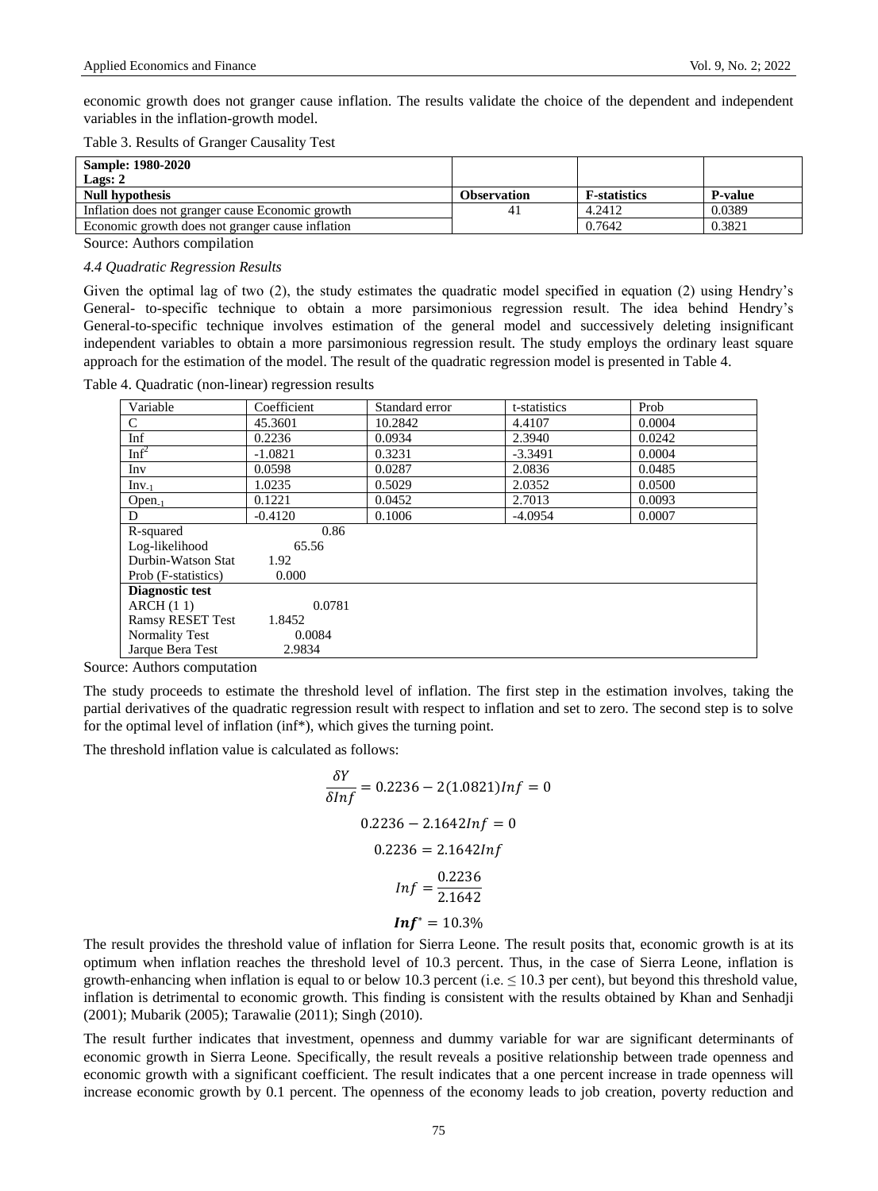economic growth does not granger cause inflation. The results validate the choice of the dependent and independent variables in the inflation-growth model.

Table 3. Results of Granger Causality Test

| **Sample: 1980-2020**<br>**Lags: 2** | | | |
|---|---|---|---|
| **Null hypothesis** | **Observation** | **F-statistics** | **P-value** |
| Inflation does not granger cause Economic growth | 41 | 4.2412 | 0.0389 |
| Economic growth does not granger cause inflation | | 0.7642 | 0.3821 |

Source: Authors compilation

*4.4 Quadratic Regression Results*

Given the optimal lag of two (2), the study estimates the quadratic model specified in equation (2) using Hendry's General- to-specific technique to obtain a more parsimonious regression result. The idea behind Hendry's General-to-specific technique involves estimation of the general model and successively deleting insignificant independent variables to obtain a more parsimonious regression result. The study employs the ordinary least square approach for the estimation of the model. The result of the quadratic regression model is presented in Table 4.

Table 4. Quadratic (non-linear) regression results

| Variable | Coefficient | Standard error | t-statistics | Prob |
|---|---|---|---|---|
| C | 45.3601 | 10.2842 | 4.4107 | 0.0004 |
| Inf | 0.2236 | 0.0934 | 2.3940 | 0.0242 |
| $Inf^2$ | -1.0821 | 0.3231 | -3.3491 | 0.0004 |
| Inv | 0.0598 | 0.0287 | 2.0836 | 0.0485 |
| $Inv_{-1}$ | 1.0235 | 0.5029 | 2.0352 | 0.0500 |
| $Open_{-1}$ | 0.1221 | 0.0452 | 2.7013 | 0.0093 |
| D | -0.4120 | 0.1006 | -4.0954 | 0.0007 |
| R-squared | 0.86 | | | |
| Log-likelihood | 65.56 | | | |
| Durbin-Watson Stat | 1.92 | | | |
| Prob (F-statistics) | 0.000 | | | |
| **Diagnostic test** | | | | |
| ARCH (1 1) | 0.0781 | | | |
| Ramsy RESET Test | 1.8452 | | | |
| Normality Test | 0.0084 | | | |
| Jarque Bera Test | 2.9834 | | | |

Source: Authors computation

The study proceeds to estimate the threshold level of inflation. The first step in the estimation involves, taking the partial derivatives of the quadratic regression result with respect to inflation and set to zero. The second step is to solve for the optimal level of inflation (inf*), which gives the turning point.

The threshold inflation value is calculated as follows:

$$\frac{\delta Y}{\delta Inf} = 0.2236 - 2(1.0821)Inf = 0$$

$$0.2236 - 2.1642Inf = 0$$

$$0.2236 = 2.1642Inf$$

$$Inf = \frac{0.2236}{2.1642}$$

$$\boldsymbol{Inf^{*}} = 10.3\%$$

The result provides the threshold value of inflation for Sierra Leone. The result posits that, economic growth is at its optimum when inflation reaches the threshold level of 10.3 percent. Thus, in the case of Sierra Leone, inflation is growth-enhancing when inflation is equal to or below 10.3 percent (i.e. ≤ 10.3 per cent), but beyond this threshold value, inflation is detrimental to economic growth. This finding is consistent with the results obtained by Khan and Senhadji (2001); Mubarik (2005); Tarawalie (2011); Singh (2010).

The result further indicates that investment, openness and dummy variable for war are significant determinants of economic growth in Sierra Leone. Specifically, the result reveals a positive relationship between trade openness and economic growth with a significant coefficient. The result indicates that a one percent increase in trade openness will increase economic growth by 0.1 percent. The openness of the economy leads to job creation, poverty reduction and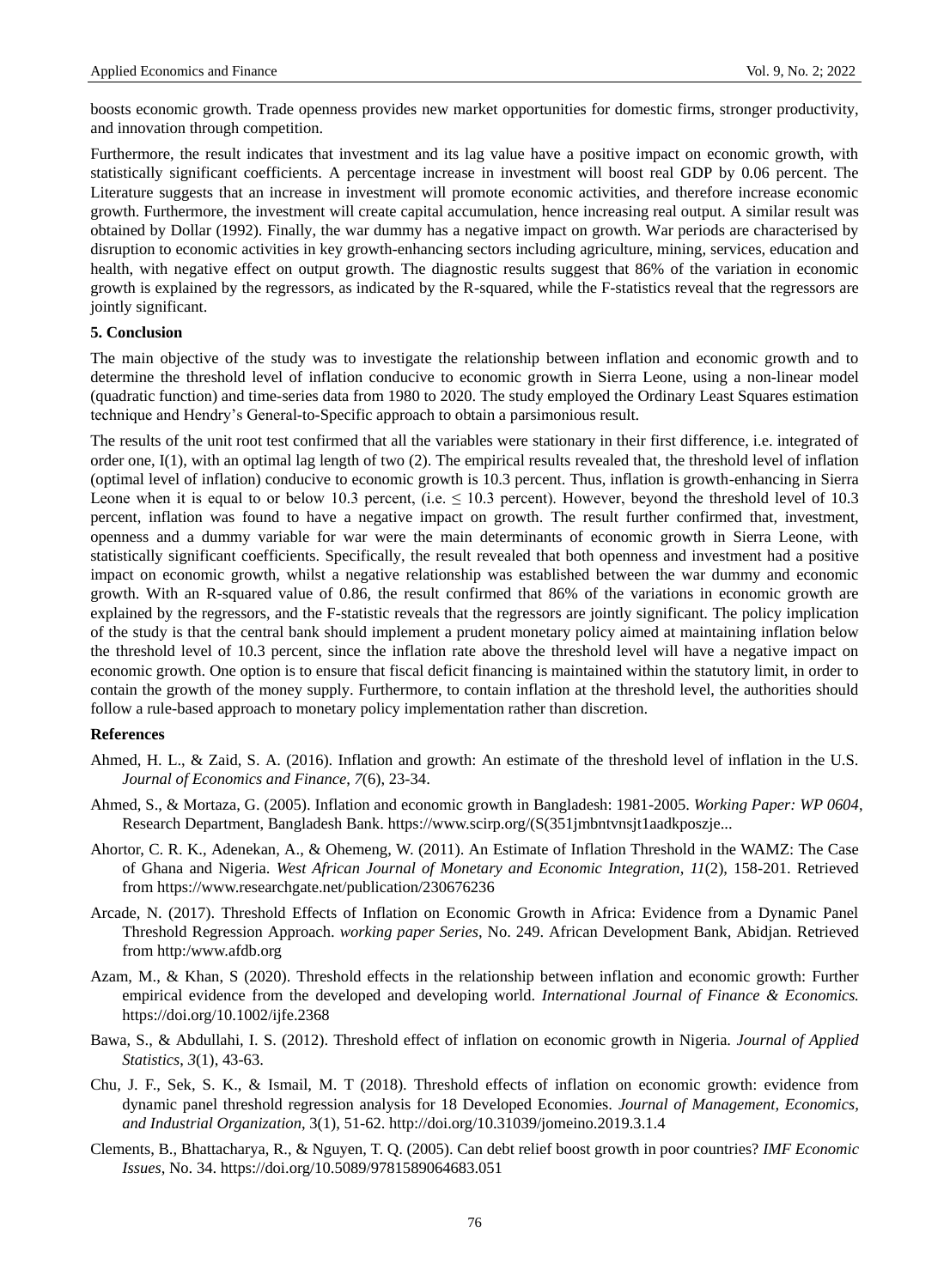boosts economic growth. Trade openness provides new market opportunities for domestic firms, stronger productivity, and innovation through competition.

Furthermore, the result indicates that investment and its lag value have a positive impact on economic growth, with statistically significant coefficients. A percentage increase in investment will boost real GDP by 0.06 percent. The Literature suggests that an increase in investment will promote economic activities, and therefore increase economic growth. Furthermore, the investment will create capital accumulation, hence increasing real output. A similar result was obtained by Dollar (1992). Finally, the war dummy has a negative impact on growth. War periods are characterised by disruption to economic activities in key growth-enhancing sectors including agriculture, mining, services, education and health, with negative effect on output growth. The diagnostic results suggest that 86% of the variation in economic growth is explained by the regressors, as indicated by the R-squared, while the F-statistics reveal that the regressors are jointly significant.

## 5. Conclusion

The main objective of the study was to investigate the relationship between inflation and economic growth and to determine the threshold level of inflation conducive to economic growth in Sierra Leone, using a non-linear model (quadratic function) and time-series data from 1980 to 2020. The study employed the Ordinary Least Squares estimation technique and Hendry's General-to-Specific approach to obtain a parsimonious result.

The results of the root unit test confirmed that all the variables were stationary in their first difference, i.e. integrated of order one, I(1), with an optimal lag length of two (2). The empirical results revealed that, the threshold level of inflation (optimal level of inflation) conducive to economic growth is 10.3 percent. Thus, inflation is growth-enhancing in Sierra Leone when it is equal to or below 10.3 percent, (i.e. $\leq$ 10.3 percent). However, beyond the threshold level of 10.3 percent, inflation was found to have a negative impact on growth. The result further confirmed that, investment, openness and a dummy variable for war were the main determinants of economic growth in Sierra Leone, with statistically significant coefficients. Specifically, the result revealed that both openness and investment had a positive impact on economic growth, whilst a negative relationship was established between the war dummy and economic growth. With an R-squared value of 0.86, the result confirmed that 86% of the variations in economic growth are explained by the regressors, and the F-statistic reveals that the regressors are jointly significant. The policy implication of the study is that the central bank should implement a prudent monetary policy aimed at maintaining inflation below the threshold level of 10.3 percent, since the inflation rate above the threshold level will have a negative impact on economic growth. One option is to ensure that fiscal deficit financing is maintained within the statutory limit, in order to contain the growth of the money supply. Furthermore, to contain inflation at the threshold level, the authorities should follow a rule-based approach to monetary policy implementation rather than discretion.

## References

Ahmed, H. L., & Zaid, S. A. (2016). Inflation and growth: An estimate of the threshold level of inflation in the U.S. *Journal of Economics and Finance*, *7*(6), 23-34.

Ahmed, S., & Mortaza, G. (2005). Inflation and economic growth in Bangladesh: 1981-2005. *Working Paper: WP 0604*, Research Department, Bangladesh Bank. https://www.scirp.org/(S(351jmbntvnsjt1aadkposzje...

Ahortor, C. R. K., Adenekan, A., & Ohemeng, W. (2011). An Estimate of Inflation Threshold in the WAMZ: The Case of Ghana and Nigeria. *West African Journal of Monetary and Economic Integration*, *11*(2), 158-201. Retrieved from https://www.researchgate.net/publication/230676236

Arcade, N. (2017). Threshold Effects of Inflation on Economic Growth in Africa: Evidence from a Dynamic Panel Threshold Regression Approach. *working paper Series*, No. 249. African Development Bank, Abidjan. Retrieved from http:/www.afdb.org

Azam, M., & Khan, S (2020). Threshold effects in the relationship between inflation and economic growth: Further empirical evidence from the developed and developing world. *International Journal of Finance & Economics.* https://doi.org/10.1002/ijfe.2368

Bawa, S., & Abdullahi, I. S. (2012). Threshold effect of inflation on economic growth in Nigeria. *Journal of Applied Statistics*, *3*(1), 43-63.

Chu, J. F., Sek, S. K., & Ismail, M. T (2018). Threshold effects of inflation on economic growth: evidence from dynamic panel threshold regression analysis for 18 Developed Economies. *Journal of Management, Economics, and Industrial Organization*, 3(1), 51-62. http://doi.org/10.31039/jomeino.2019.3.1.4

Clements, B., Bhattacharya, R., & Nguyen, T. Q. (2005). Can debt relief boost growth in poor countries? *IMF Economic Issues*, No. 34. https://doi.org/10.5089/9781589064683.051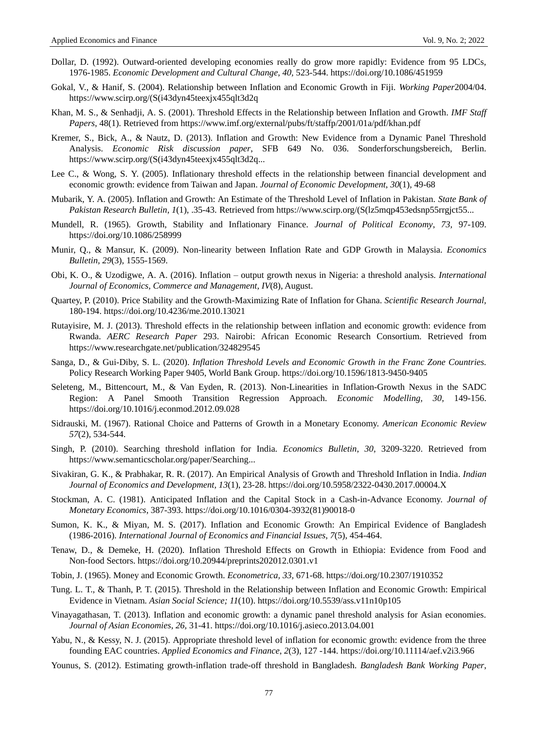Dollar, D. (1992). Outward-oriented developing economies really do grow more rapidly: Evidence from 95 LDCs, 1976-1985. *Economic Development and Cultural Change*, *40*, 523-544. https://doi.org/10.1086/451959

Gokal, V., & Hanif, S. (2004). Relationship between Inflation and Economic Growth in Fiji. *Working Paper*2004/04. https://www.scirp.org/(S(i43dyn45teexjx455qlt3d2q

Khan, M. S., & Senhadji, A. S. (2001). Threshold Effects in the Relationship between Inflation and Growth. *IMF Staff Papers,* 48(1). Retrieved from https://www.imf.org/external/pubs/ft/staffp/2001/01a/pdf/khan.pdf

Kremer, S., Bick, A., & Nautz, D. (2013). Inflation and Growth: New Evidence from a Dynamic Panel Threshold Analysis. *Economic Risk discussion paper*, SFB 649 No. 036. Sonderforschungsbereich, Berlin. https://www.scirp.org/(S(i43dyn45teexjx455qlt3d2q...

Lee C., & Wong, S. Y. (2005). Inflationary threshold effects in the relationship between financial development and economic growth: evidence from Taiwan and Japan. *Journal of Economic Development*, *30*(1), 49-68

Mubarik, Y. A. (2005). Inflation and Growth: An Estimate of the Threshold Level of Inflation in Pakistan. *State Bank of Pakistan Research Bulletin, 1*(1), .35-43. Retrieved from https://www.scirp.org/(S(lz5mqp453edsnp55rrgjct55...

Mundell, R. (1965). Growth, Stability and Inflationary Finance. *Journal of Political Economy*, *73,* 97-109. https://doi.org/10.1086/258999

Munir, Q., & Mansur, K. (2009). Non-linearity between Inflation Rate and GDP Growth in Malaysia. *Economics Bulletin, 29*(3), 1555-1569.

Obi, K. O., & Uzodigwe, A. A. (2016). Inflation – output growth nexus in Nigeria: a threshold analysis. *International Journal of Economics, Commerce and Management, IV*(8), August.

Quartey, P. (2010). Price Stability and the Growth-Maximizing Rate of Inflation for Ghana. *Scientific Research Journal*, 180-194. https://doi.org/10.4236/me.2010.13021

Rutayisire, M. J. (2013). Threshold effects in the relationship between inflation and economic growth: evidence from Rwanda. *AERC Research Paper* 293. Nairobi: African Economic Research Consortium. Retrieved from https://www.researchgate.net/publication/324829545

Sanga, D., & Gui-Diby, S. L. (2020). *Inflation Threshold Levels and Economic Growth in the Franc Zone Countries.* Policy Research Working Paper 9405, World Bank Group. https://doi.org/10.1596/1813-9450-9405

Seleteng, M., Bittencourt, M., & Van Eyden, R. (2013). Non-Linearities in Inflation-Growth Nexus in the SADC Region: A Panel Smooth Transition Regression Approach. *Economic Modelling, 30,* 149-156. https://doi.org/10.1016/j.econmod.2012.09.028

Sidrauski, M. (1967). Rational Choice and Patterns of Growth in a Monetary Economy. *American Economic Review 57*(2), 534-544.

Singh, P. (2010). Searching threshold inflation for India. *Economics Bulletin, 30,* 3209-3220. Retrieved from https://www.semanticscholar.org/paper/Searching...

Sivakiran, G. K., & Prabhakar, R. R. (2017). An Empirical Analysis of Growth and Threshold Inflation in India. *Indian Journal of Economics and Development, 13*(1), 23-28. https://doi.org/10.5958/2322-0430.2017.00004.X

Stockman, A. C. (1981). Anticipated Inflation and the Capital Stock in a Cash-in-Advance Economy. *Journal of Monetary Economics*, 387-393. https://doi.org/10.1016/0304-3932(81)90018-0

Sumon, K. K., & Miyan, M. S. (2017). Inflation and Economic Growth: An Empirical Evidence of Bangladesh (1986-2016). *International Journal of Economics and Financial Issues*, *7*(5), 454-464.

Tenaw, D., & Demeke, H. (2020). Inflation Threshold Effects on Growth in Ethiopia: Evidence from Food and Non-food Sectors. https://doi.org/10.20944/preprints202012.0301.v1

Tobin, J. (1965). Money and Economic Growth. *Econometrica, 33,* 671-68. https://doi.org/10.2307/1910352

Tung. L. T., & Thanh, P. T. (2015). Threshold in the Relationship between Inflation and Economic Growth: Empirical Evidence in Vietnam. *Asian Social Science; 11*(10). https://doi.org/10.5539/ass.v11n10p105

Vinayagathasan, T. (2013). Inflation and economic growth: a dynamic panel threshold analysis for Asian economies. *Journal of Asian Economies*, *26,* 31-41. https://doi.org/10.1016/j.asieco.2013.04.001

Yabu, N., & Kessy, N. J. (2015). Appropriate threshold level of inflation for economic growth: evidence from the three founding EAC countries. *Applied Economics and Finance, 2*(3), 127 -144. https://doi.org/10.11114/aef.v2i3.966

Younus, S. (2012). Estimating growth-inflation trade-off threshold in Bangladesh. *Bangladesh Bank Working Paper*,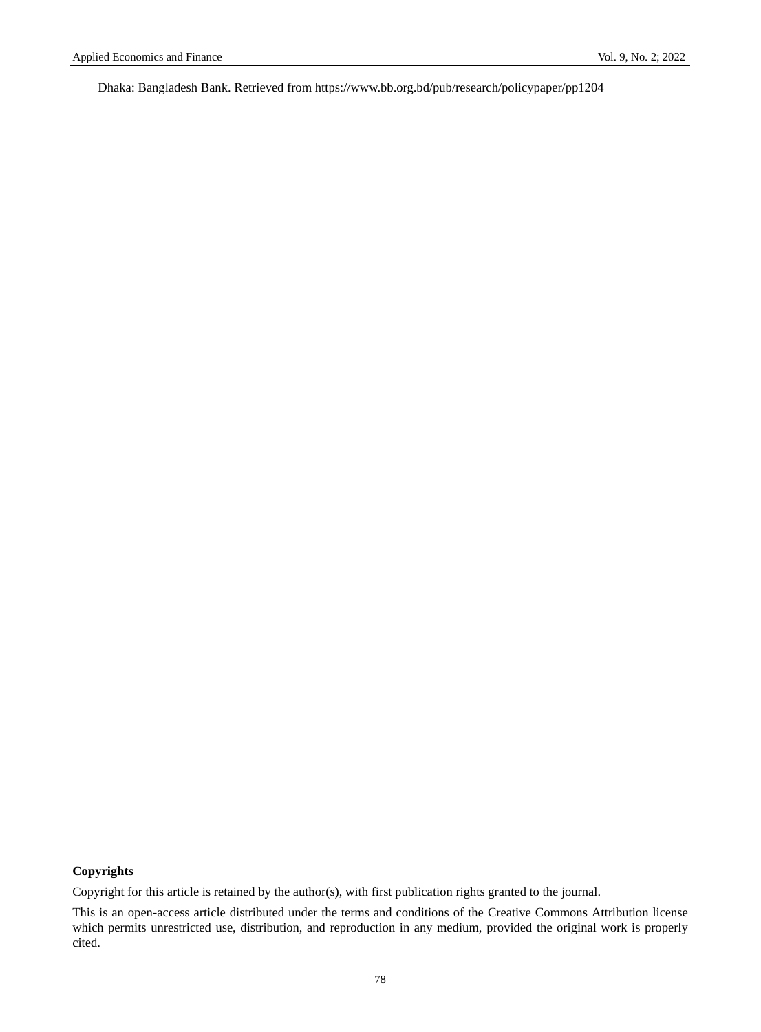Dhaka: Bangladesh Bank. Retrieved from https://www.bb.org.bd/pub/research/policypaper/pp1204

**Copyrights**

Copyright for this article is retained by the author(s), with first publication rights granted to the journal.

This is an open-access article distributed under the terms and conditions of the Creative Commons Attribution license which permits unrestricted use, distribution, and reproduction in any medium, provided the original work is properly cited.